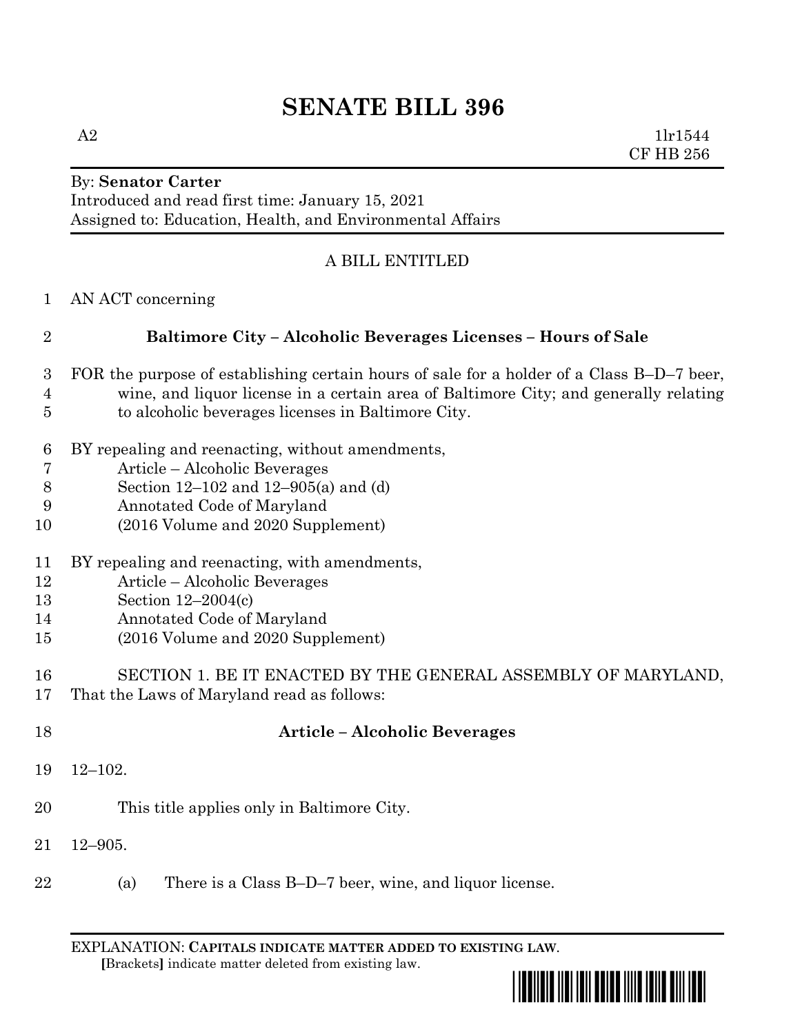# SENATE BILL 396

A2 1lr1544
CF HB 256

By: **Senator Carter**
Introduced and read first time: January 15, 2021
Assigned to: Education, Health, and Environmental Affairs

A BILL ENTITLED

1 AN ACT concerning

2 **Baltimore City – Alcoholic Beverages Licenses – Hours of Sale**

3 FOR the purpose of establishing certain hours of sale for a holder of a Class B–D–7 beer,
4 wine, and liquor license in a certain area of Baltimore City; and generally relating
5 to alcoholic beverages licenses in Baltimore City.

6 BY repealing and reenacting, without amendments,
7 Article – Alcoholic Beverages
8 Section 12–102 and 12–905(a) and (d)
9 Annotated Code of Maryland
10 (2016 Volume and 2020 Supplement)

11 BY repealing and reenacting, with amendments,
12 Article – Alcoholic Beverages
13 Section 12–2004(c)
14 Annotated Code of Maryland
15 (2016 Volume and 2020 Supplement)

16 SECTION 1. BE IT ENACTED BY THE GENERAL ASSEMBLY OF MARYLAND,
17 That the Laws of Maryland read as follows:

18 **Article – Alcoholic Beverages**

19 12–102.

20 This title applies only in Baltimore City.

21 12–905.

22 (a) There is a Class B–D–7 beer, wine, and liquor license.

EXPLANATION: **CAPITALS INDICATE MATTER ADDED TO EXISTING LAW**.
**[**Brackets**]** indicate matter deleted from existing law.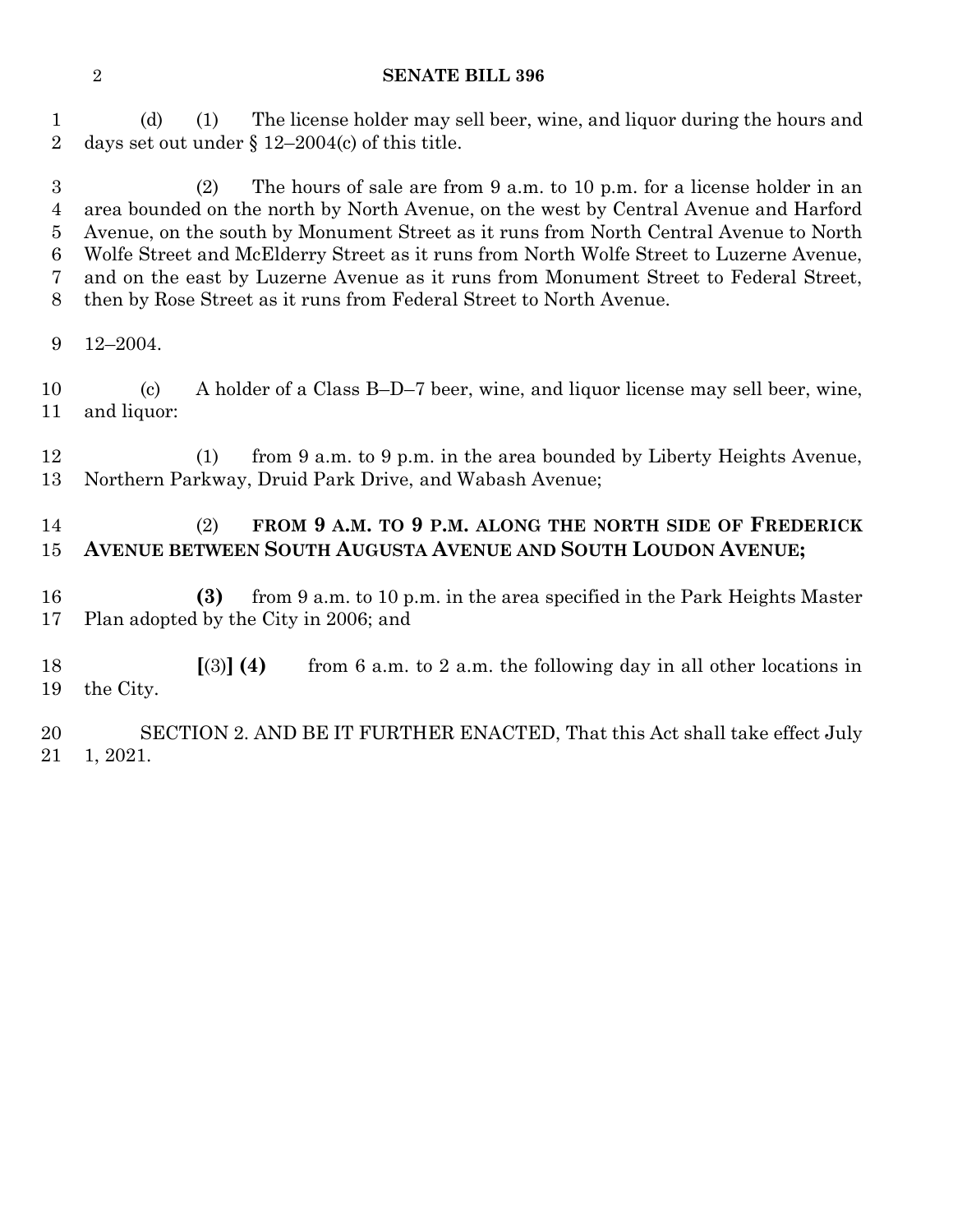(d) (1) The license holder may sell beer, wine, and liquor during the hours and days set out under § 12–2004(c) of this title.

(2) The hours of sale are from 9 a.m. to 10 p.m. for a license holder in an area bounded on the north by North Avenue, on the west by Central Avenue and Harford Avenue, on the south by Monument Street as it runs from North Central Avenue to North Wolfe Street and McElderry Street as it runs from North Wolfe Street to Luzerne Avenue, and on the east by Luzerne Avenue as it runs from Monument Street to Federal Street, then by Rose Street as it runs from Federal Street to North Avenue.

12–2004.

(c) A holder of a Class B–D–7 beer, wine, and liquor license may sell beer, wine, and liquor:

(1) from 9 a.m. to 9 p.m. in the area bounded by Liberty Heights Avenue, Northern Parkway, Druid Park Drive, and Wabash Avenue;

(2) **FROM 9 A.M. TO 9 P.M. ALONG THE NORTH SIDE OF FREDERICK AVENUE BETWEEN SOUTH AUGUSTA AVENUE AND SOUTH LOUDON AVENUE;**

**(3)** from 9 a.m. to 10 p.m. in the area specified in the Park Heights Master Plan adopted by the City in 2006; and

**[**(3)**] (4)** from 6 a.m. to 2 a.m. the following day in all other locations in the City.

SECTION 2. AND BE IT FURTHER ENACTED, That this Act shall take effect July 1, 2021.